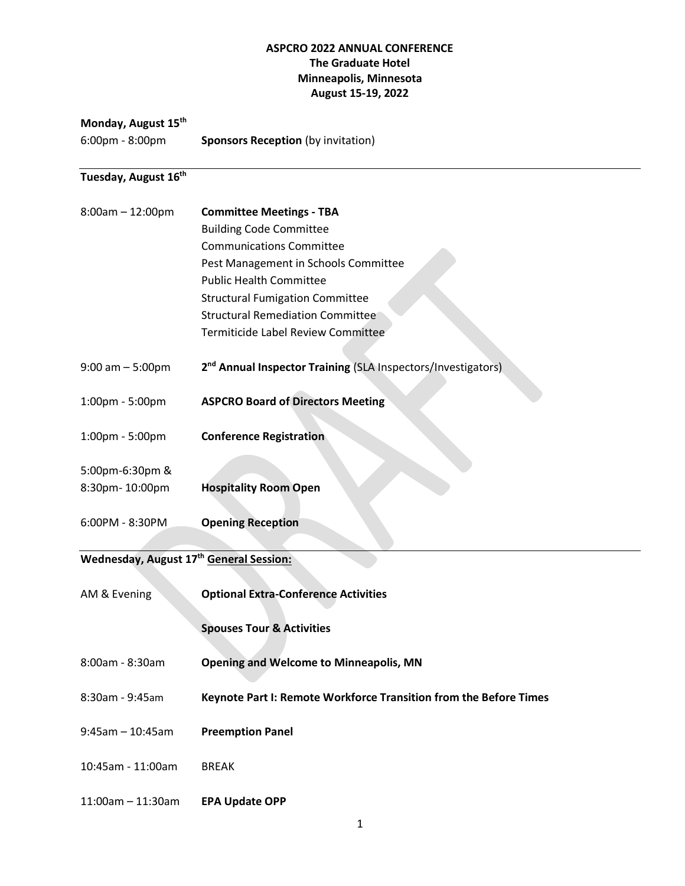**ASPCRO 2022 ANNUAL CONFERENCE**
**The Graduate Hotel**
**Minneapolis, Minnesota**
**August 15-19, 2022**

**Monday, August 15th**

6:00pm - 8:00pm **Sponsors Reception** (by invitation)

---

**Tuesday, August 16th**

8:00am – 12:00pm **Committee Meetings - TBA**
- Building Code Committee
- Communications Committee
- Pest Management in Schools Committee
- Public Health Committee
- Structural Fumigation Committee
- Structural Remediation Committee
- Termiticide Label Review Committee

9:00 am – 5:00pm **2nd Annual Inspector Training** (SLA Inspectors/Investigators)

1:00pm - 5:00pm **ASPCRO Board of Directors Meeting**

1:00pm - 5:00pm **Conference Registration**

5:00pm-6:30pm & 8:30pm- 10:00pm **Hospitality Room Open**

6:00PM - 8:30PM **Opening Reception**

---

**Wednesday, August 17th General Session:**

AM & Evening **Optional Extra-Conference Activities**

**Spouses Tour & Activities**

8:00am - 8:30am **Opening and Welcome to Minneapolis, MN**

8:30am - 9:45am **Keynote Part I: Remote Workforce Transition from the Before Times**

9:45am – 10:45am **Preemption Panel**

10:45am - 11:00am BREAK

11:00am – 11:30am **EPA Update OPP**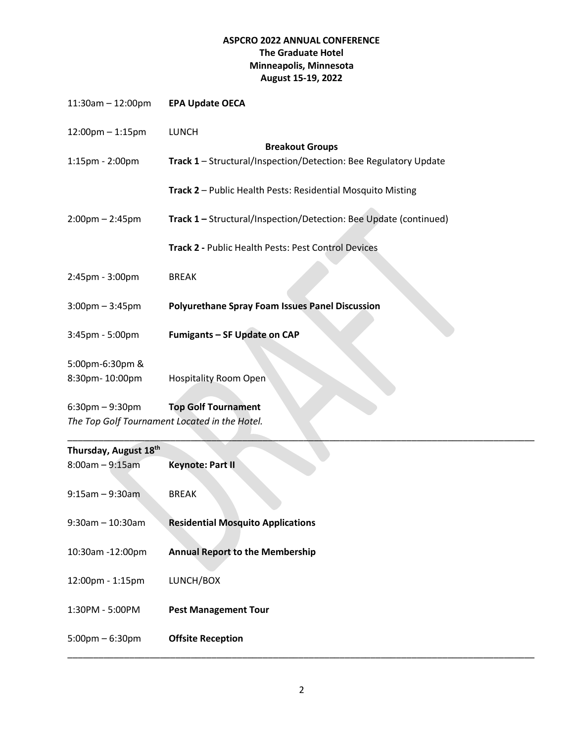**ASPCRO 2022 ANNUAL CONFERENCE**
**The Graduate Hotel**
**Minneapolis, Minnesota**
**August 15-19, 2022**

11:30am – 12:00pm **EPA Update OECA**

12:00pm – 1:15pm LUNCH

**Breakout Groups**

1:15pm - 2:00pm **Track 1** – Structural/Inspection/Detection: Bee Regulatory Update

**Track 2** – Public Health Pests: Residential Mosquito Misting

2:00pm – 2:45pm **Track 1 –** Structural/Inspection/Detection: Bee Update (continued)

**Track 2 -** Public Health Pests: Pest Control Devices

2:45pm - 3:00pm BREAK

3:00pm – 3:45pm **Polyurethane Spray Foam Issues Panel Discussion**

3:45pm - 5:00pm **Fumigants – SF Update on CAP**

5:00pm-6:30pm &
8:30pm- 10:00pm Hospitality Room Open

6:30pm – 9:30pm **Top Golf Tournament**
*The Top Golf Tournament Located in the Hotel.*

---

**Thursday, August 18th**

8:00am – 9:15am **Keynote: Part II**

9:15am – 9:30am BREAK

9:30am – 10:30am **Residential Mosquito Applications**

10:30am -12:00pm **Annual Report to the Membership**

12:00pm - 1:15pm LUNCH/BOX

1:30PM - 5:00PM **Pest Management Tour**

5:00pm – 6:30pm **Offsite Reception**

---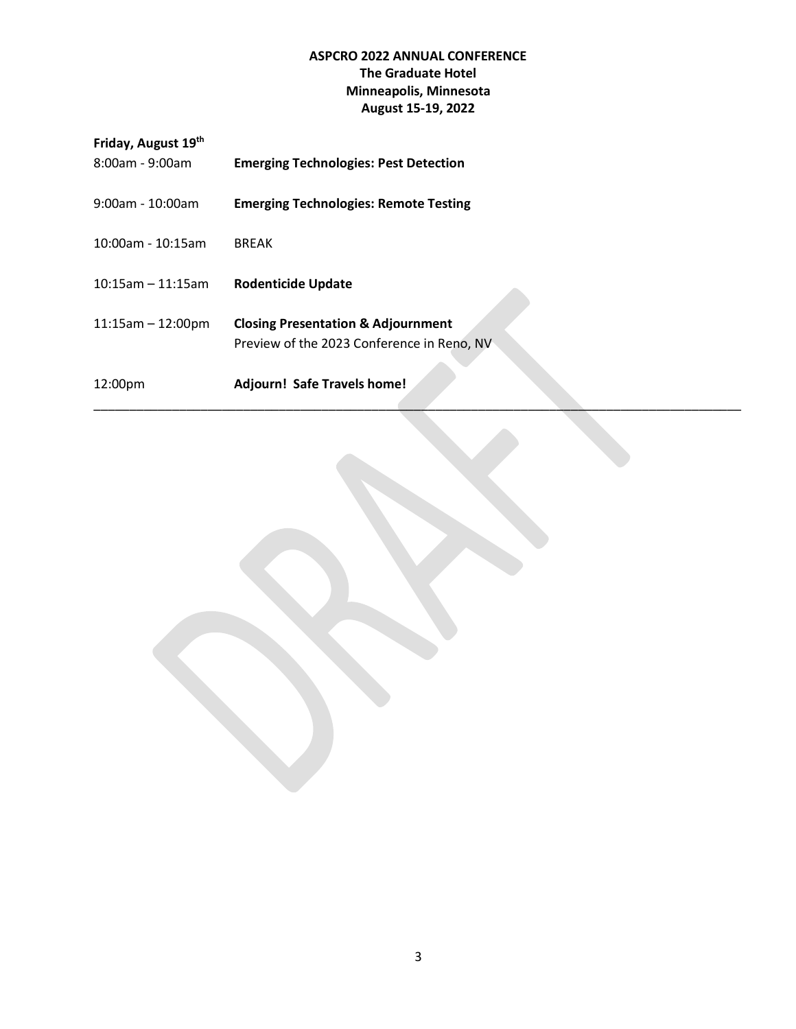**Friday, August 19th**

| | |
|---|---|
| 8:00am - 9:00am | **Emerging Technologies: Pest Detection** |
| 9:00am - 10:00am | **Emerging Technologies: Remote Testing** |
| 10:00am - 10:15am | BREAK |
| 10:15am – 11:15am | **Rodenticide Update** |
| 11:15am – 12:00pm | **Closing Presentation & Adjournment**<br>Preview of the 2023 Conference in Reno, NV |
| 12:00pm | **Adjourn! Safe Travels home!** |